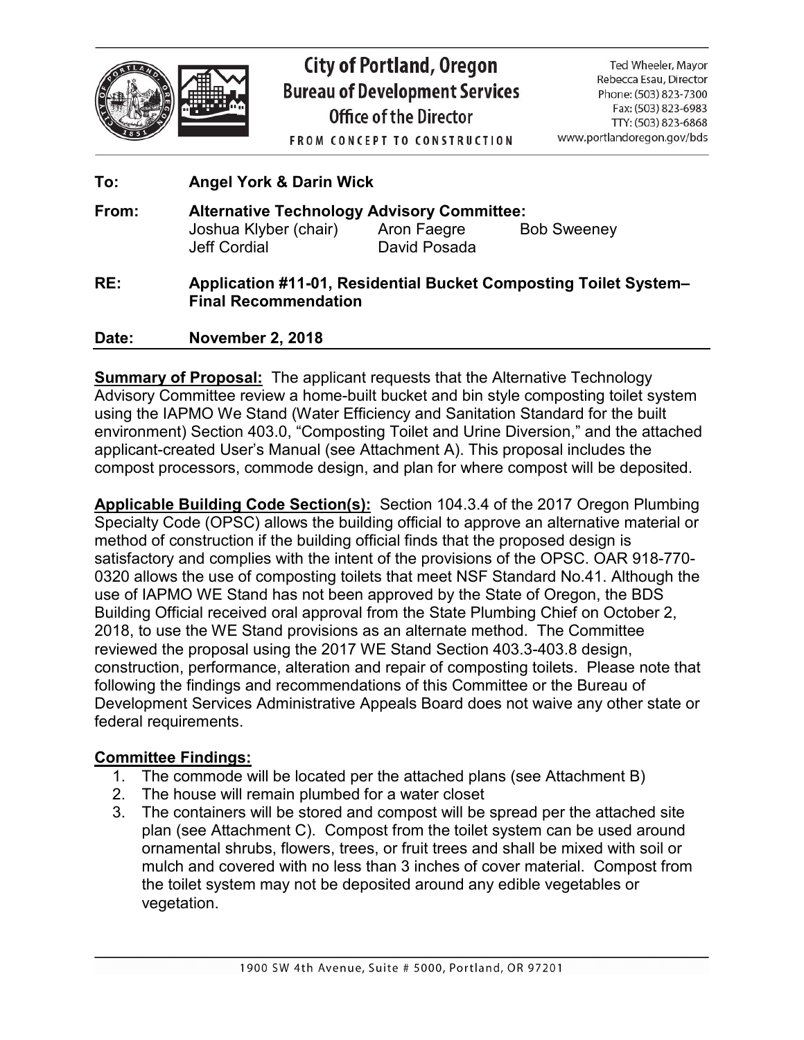**City of Portland, Oregon**
**Bureau of Development Services**
**Office of the Director**

FROM CONCEPT TO CONSTRUCTION

Ted Wheeler, Mayor
Rebecca Esau, Director
Phone: (503) 823-7300
Fax: (503) 823-6983
TTY: (503) 823-6868
www.portlandoregon.gov/bds

**To:** **Angel York & Darin Wick**

**From:** **Alternative Technology Advisory Committee:**
Joshua Klyber (chair) Aron Faegre Bob Sweeney
Jeff Cordial David Posada

**RE:** **Application #11-01, Residential Bucket Composting Toilet System– Final Recommendation**

**Date:** **November 2, 2018**

**Summary of Proposal:** The applicant requests that the Alternative Technology Advisory Committee review a home-built bucket and bin style composting toilet system using the IAPMO We Stand (Water Efficiency and Sanitation Standard for the built environment) Section 403.0, "Composting Toilet and Urine Diversion," and the attached applicant-created User's Manual (see Attachment A). This proposal includes the compost processors, commode design, and plan for where compost will be deposited.

**Applicable Building Code Section(s):** Section 104.3.4 of the 2017 Oregon Plumbing Specialty Code (OPSC) allows the building official to approve an alternative material or method of construction if the building official finds that the proposed design is satisfactory and complies with the intent of the provisions of the OPSC. OAR 918-770-0320 allows the use of composting toilets that meet NSF Standard No.41. Although the use of IAPMO WE Stand has not been approved by the State of Oregon, the BDS Building Official received oral approval from the State Plumbing Chief on October 2, 2018, to use the WE Stand provisions as an alternate method. The Committee reviewed the proposal using the 2017 WE Stand Section 403.3-403.8 design, construction, performance, alteration and repair of composting toilets. Please note that following the findings and recommendations of this Committee or the Bureau of Development Services Administrative Appeals Board does not waive any other state or federal requirements.

**Committee Findings:**

1. The commode will be located per the attached plans (see Attachment B)
2. The house will remain plumbed for a water closet
3. The containers will be stored and compost will be spread per the attached site plan (see Attachment C). Compost from the toilet system can be used around ornamental shrubs, flowers, trees, or fruit trees and shall be mixed with soil or mulch and covered with no less than 3 inches of cover material. Compost from the toilet system may not be deposited around any edible vegetables or vegetation.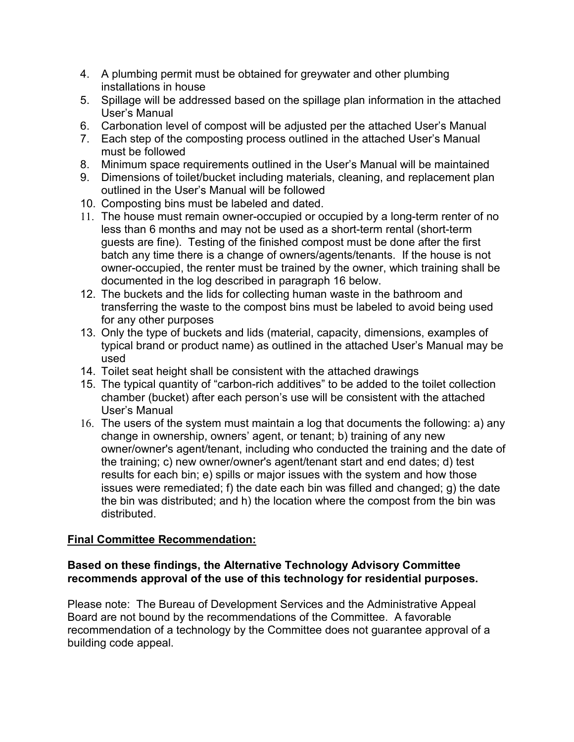4. A plumbing permit must be obtained for greywater and other plumbing installations in house
5. Spillage will be addressed based on the spillage plan information in the attached User's Manual
6. Carbonation level of compost will be adjusted per the attached User's Manual
7. Each step of the composting process outlined in the attached User's Manual must be followed
8. Minimum space requirements outlined in the User's Manual will be maintained
9. Dimensions of toilet/bucket including materials, cleaning, and replacement plan outlined in the User's Manual will be followed
10. Composting bins must be labeled and dated.
11. The house must remain owner-occupied or occupied by a long-term renter of no less than 6 months and may not be used as a short-term rental (short-term guests are fine). Testing of the finished compost must be done after the first batch any time there is a change of owners/agents/tenants. If the house is not owner-occupied, the renter must be trained by the owner, which training shall be documented in the log described in paragraph 16 below.
12. The buckets and the lids for collecting human waste in the bathroom and transferring the waste to the compost bins must be labeled to avoid being used for any other purposes
13. Only the type of buckets and lids (material, capacity, dimensions, examples of typical brand or product name) as outlined in the attached User's Manual may be used
14. Toilet seat height shall be consistent with the attached drawings
15. The typical quantity of "carbon-rich additives" to be added to the toilet collection chamber (bucket) after each person's use will be consistent with the attached User's Manual
16. The users of the system must maintain a log that documents the following: a) any change in ownership, owners' agent, or tenant; b) training of any new owner/owner's agent/tenant, including who conducted the training and the date of the training; c) new owner/owner's agent/tenant start and end dates; d) test results for each bin; e) spills or major issues with the system and how those issues were remediated; f) the date each bin was filled and changed; g) the date the bin was distributed; and h) the location where the compost from the bin was distributed.

**Final Committee Recommendation:**

**Based on these findings, the Alternative Technology Advisory Committee recommends approval of the use of this technology for residential purposes.**

Please note: The Bureau of Development Services and the Administrative Appeal Board are not bound by the recommendations of the Committee. A favorable recommendation of a technology by the Committee does not guarantee approval of a building code appeal.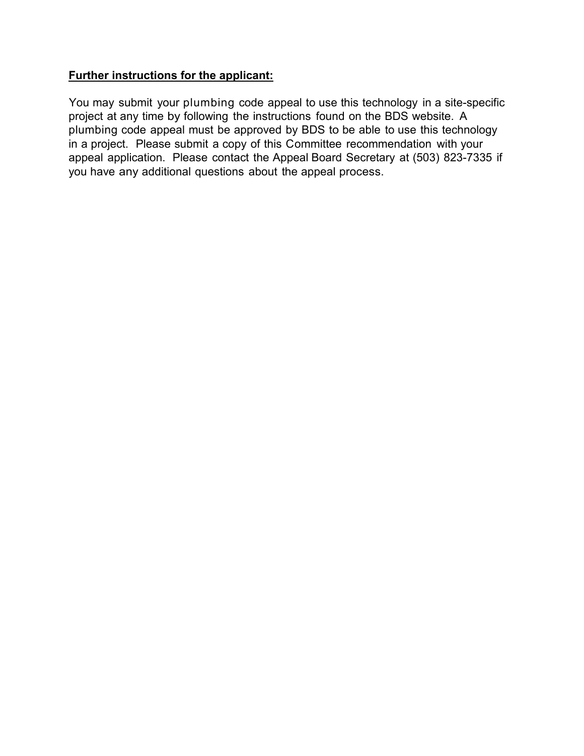**Further instructions for the applicant:**

You may submit your plumbing code appeal to use this technology in a site-specific project at any time by following the instructions found on the BDS website. A plumbing code appeal must be approved by BDS to be able to use this technology in a project. Please submit a copy of this Committee recommendation with your appeal application. Please contact the Appeal Board Secretary at (503) 823-7335 if you have any additional questions about the appeal process.